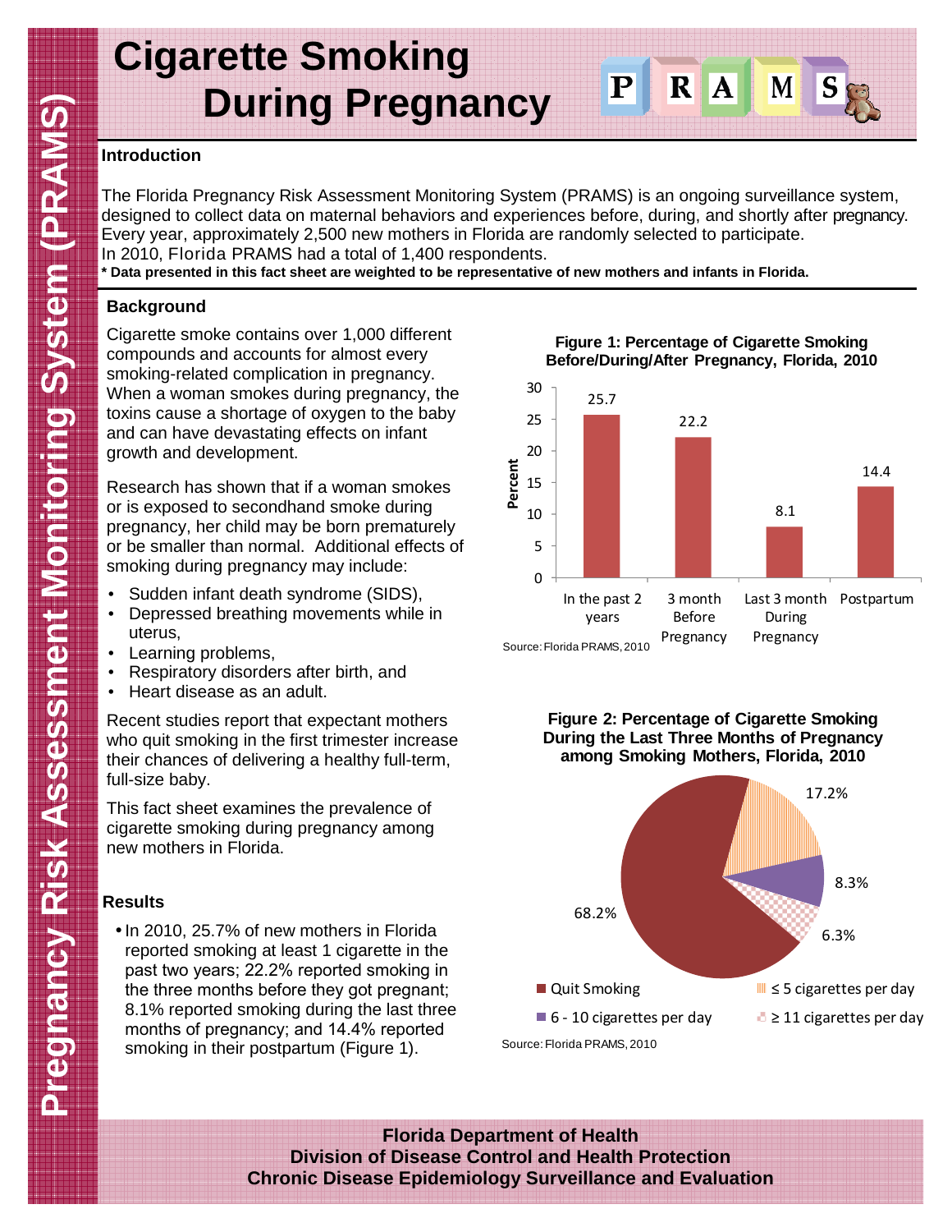# Cigarette Smoking During Pregnancy

PRAMS

Pregnancy Risk Assessment Monitoring System (PRAMS)

## Introduction

The Florida Pregnancy Risk Assessment Monitoring System (PRAMS) is an ongoing surveillance system, designed to collect data on maternal behaviors and experiences before, during, and shortly after pregnancy. Every year, approximately 2,500 new mothers in Florida are randomly selected to participate. In 2010, Florida PRAMS had a total of 1,400 respondents.

**\* Data presented in this fact sheet are weighted to be representative of new mothers and infants in Florida.**

## Background

Cigarette smoke contains over 1,000 different compounds and accounts for almost every smoking-related complication in pregnancy. When a woman smokes during pregnancy, the toxins cause a shortage of oxygen to the baby and can have devastating effects on infant growth and development.

Research has shown that if a woman smokes or is exposed to secondhand smoke during pregnancy, her child may be born prematurely or be smaller than normal. Additional effects of smoking during pregnancy may include:

- Sudden infant death syndrome (SIDS),
- Depressed breathing movements while in uterus,
- Learning problems,
- Respiratory disorders after birth, and
- Heart disease as an adult.

Recent studies report that expectant mothers who quit smoking in the first trimester increase their chances of delivering a healthy full-term, full-size baby.

This fact sheet examines the prevalence of cigarette smoking during pregnancy among new mothers in Florida.

## Results

- In 2010, 25.7% of new mothers in Florida reported smoking at least 1 cigarette in the past two years; 22.2% reported smoking in the three months before they got pregnant; 8.1% reported smoking during the last three months of pregnancy; and 14.4% reported smoking in their postpartum (Figure 1).

**Figure 1: Percentage of Cigarette Smoking Before/During/After Pregnancy, Florida, 2010**

| Period | Percent |
|---|---|
| In the past 2 years | 25.7 |
| 3 month Before Pregnancy | 22.2 |
| Last 3 month During Pregnancy | 8.1 |
| Postpartum | 14.4 |

Source: Florida PRAMS, 2010

**Figure 2: Percentage of Cigarette Smoking During the Last Three Months of Pregnancy among Smoking Mothers, Florida, 2010**

| Category | Percent |
|---|---|
| Quit Smoking | 68.2% |
| ≤ 5 cigarettes per day | 17.2% |
| 6 - 10 cigarettes per day | 8.3% |
| ≥ 11 cigarettes per day | 6.3% |

Source: Florida PRAMS, 2010

**Florida Department of Health**
**Division of Disease Control and Health Protection**
**Chronic Disease Epidemiology Surveillance and Evaluation**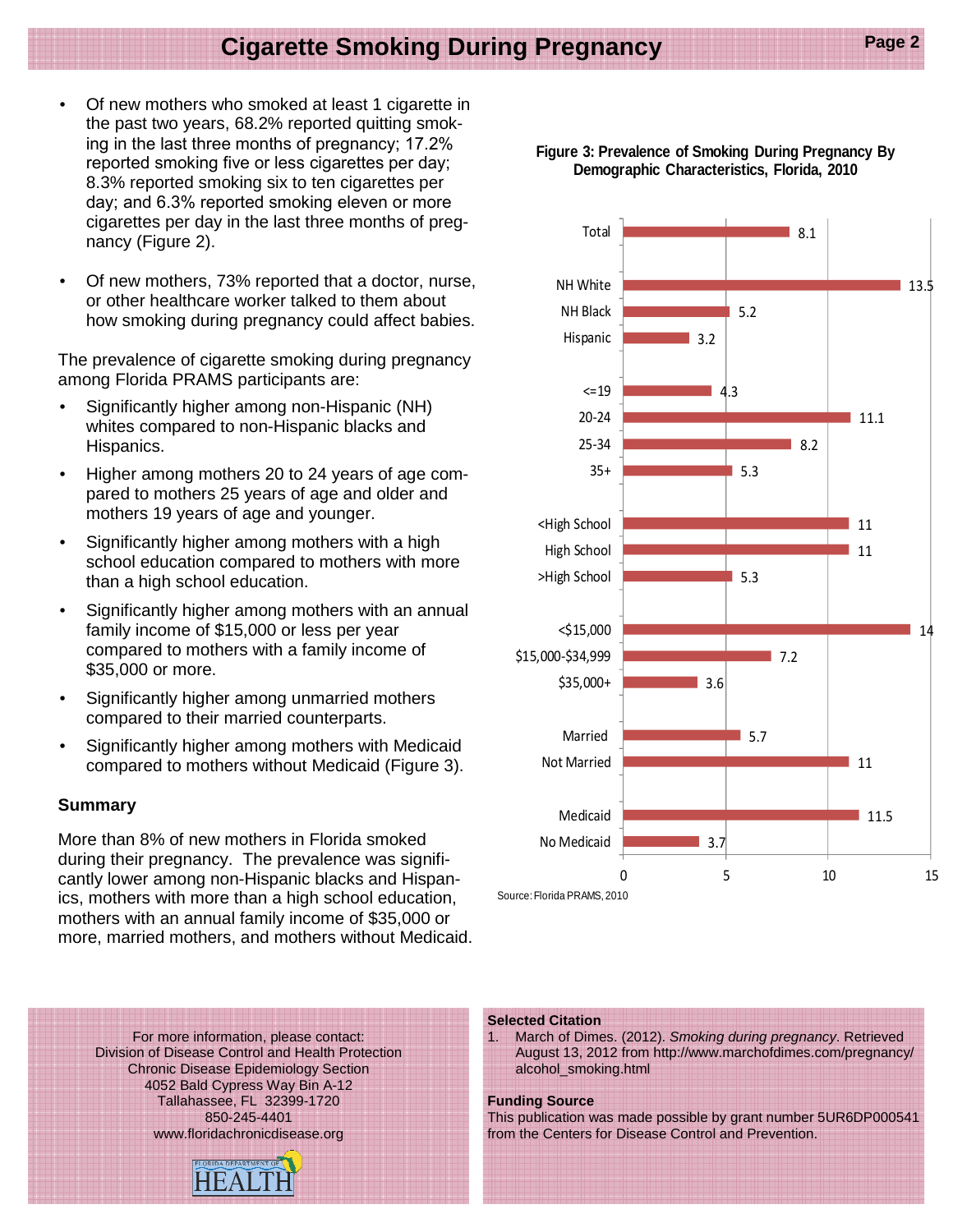# Cigarette Smoking During Pregnancy

- Of new mothers who smoked at least 1 cigarette in the past two years, 68.2% reported quitting smoking in the last three months of pregnancy; 17.2% reported smoking five or less cigarettes per day; 8.3% reported smoking six to ten cigarettes per day; and 6.3% reported smoking eleven or more cigarettes per day in the last three months of pregnancy (Figure 2).
- Of new mothers, 73% reported that a doctor, nurse, or other healthcare worker talked to them about how smoking during pregnancy could affect babies.

The prevalence of cigarette smoking during pregnancy among Florida PRAMS participants are:

- Significantly higher among non-Hispanic (NH) whites compared to non-Hispanic blacks and Hispanics.
- Higher among mothers 20 to 24 years of age compared to mothers 25 years of age and older and mothers 19 years of age and younger.
- Significantly higher among mothers with a high school education compared to mothers with more than a high school education.
- Significantly higher among mothers with an annual family income of $15,000 or less per year compared to mothers with a family income of $35,000 or more.
- Significantly higher among unmarried mothers compared to their married counterparts.
- Significantly higher among mothers with Medicaid compared to mothers without Medicaid (Figure 3).

**Summary**

More than 8% of new mothers in Florida smoked during their pregnancy. The prevalence was significantly lower among non-Hispanic blacks and Hispanics, mothers with more than a high school education, mothers with an annual family income of $35,000 or more, married mothers, and mothers without Medicaid.

**Figure 3: Prevalence of Smoking During Pregnancy By Demographic Characteristics, Florida, 2010**

Total 8.1
NH White 13.5
NH Black 5.2
Hispanic 3.2
<=19 4.3
20-24 11.1
25-34 8.2
35+ 5.3
<High School 11
High School 11
>High School 5.3
<$15,000 14
$15,000-$34,999 7.2
$35,000+ 3.6
Married 5.7
Not Married 11
Medicaid 11.5
No Medicaid 3.7
0 5 10 15

Source: Florida PRAMS, 2010

For more information, please contact:
Division of Disease Control and Health Protection
Chronic Disease Epidemiology Section
4052 Bald Cypress Way Bin A-12
Tallahassee, FL 32399-1720
850-245-4401
www.floridachronicdisease.org

FLORIDA DEPARTMENT OF HEALTH

**Selected Citation**

1. March of Dimes. (2012). *Smoking during pregnancy*. Retrieved August 13, 2012 from http://www.marchofdimes.com/pregnancy/alcohol_smoking.html

**Funding Source**

This publication was made possible by grant number 5UR6DP000541 from the Centers for Disease Control and Prevention.